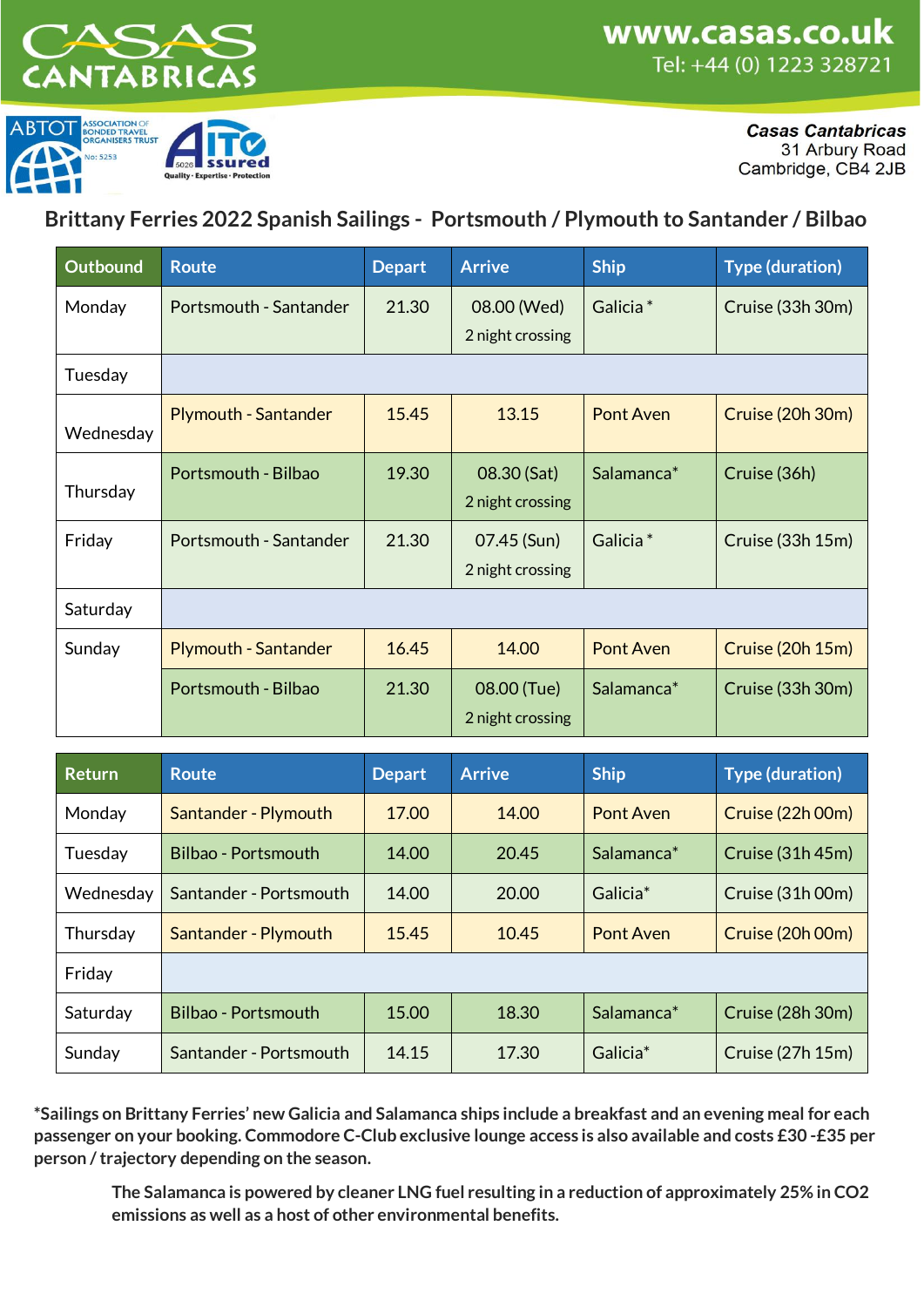# CASAS CANTABRICAS

www.casas.co.uk
Tel: +44 (0) 1223 328721

ABTOT ASSOCIATION OF BONDED TRAVEL ORGANISERS TRUST No: 5253

AITO Assured 5026 Quality · Expertise · Protection

***Casas Cantabricas***
31 Arbury Road
Cambridge, CB4 2JB

## Brittany Ferries 2022 Spanish Sailings - Portsmouth / Plymouth to Santander / Bilbao

| Outbound | Route | Depart | Arrive | Ship | Type (duration) |
|---|---|---|---|---|---|
| Monday | Portsmouth - Santander | 21.30 | 08.00 (Wed) 2 night crossing | Galicia * | Cruise (33h 30m) |
| Tuesday | | | | | |
| Wednesday | Plymouth - Santander | 15.45 | 13.15 | Pont Aven | Cruise (20h 30m) |
| Thursday | Portsmouth - Bilbao | 19.30 | 08.30 (Sat) 2 night crossing | Salamanca* | Cruise (36h) |
| Friday | Portsmouth - Santander | 21.30 | 07.45 (Sun) 2 night crossing | Galicia * | Cruise (33h 15m) |
| Saturday | | | | | |
| Sunday | Plymouth - Santander | 16.45 | 14.00 | Pont Aven | Cruise (20h 15m) |
| | Portsmouth - Bilbao | 21.30 | 08.00 (Tue) 2 night crossing | Salamanca* | Cruise (33h 30m) |

| Return | Route | Depart | Arrive | Ship | Type (duration) |
|---|---|---|---|---|---|
| Monday | Santander - Plymouth | 17.00 | 14.00 | Pont Aven | Cruise (22h 00m) |
| Tuesday | Bilbao - Portsmouth | 14.00 | 20.45 | Salamanca* | Cruise (31h 45m) |
| Wednesday | Santander - Portsmouth | 14.00 | 20.00 | Galicia* | Cruise (31h 00m) |
| Thursday | Santander - Plymouth | 15.45 | 10.45 | Pont Aven | Cruise (20h 00m) |
| Friday | | | | | |
| Saturday | Bilbao - Portsmouth | 15.00 | 18.30 | Salamanca* | Cruise (28h 30m) |
| Sunday | Santander - Portsmouth | 14.15 | 17.30 | Galicia* | Cruise (27h 15m) |

**\*Sailings on Brittany Ferries' new Galicia and Salamanca ships include a breakfast and an evening meal for each passenger on your booking. Commodore C-Club exclusive lounge access is also available and costs £30 -£35 per person / trajectory depending on the season.**

**The Salamanca is powered by cleaner LNG fuel resulting in a reduction of approximately 25% in $CO_2$ emissions as well as a host of other environmental benefits.**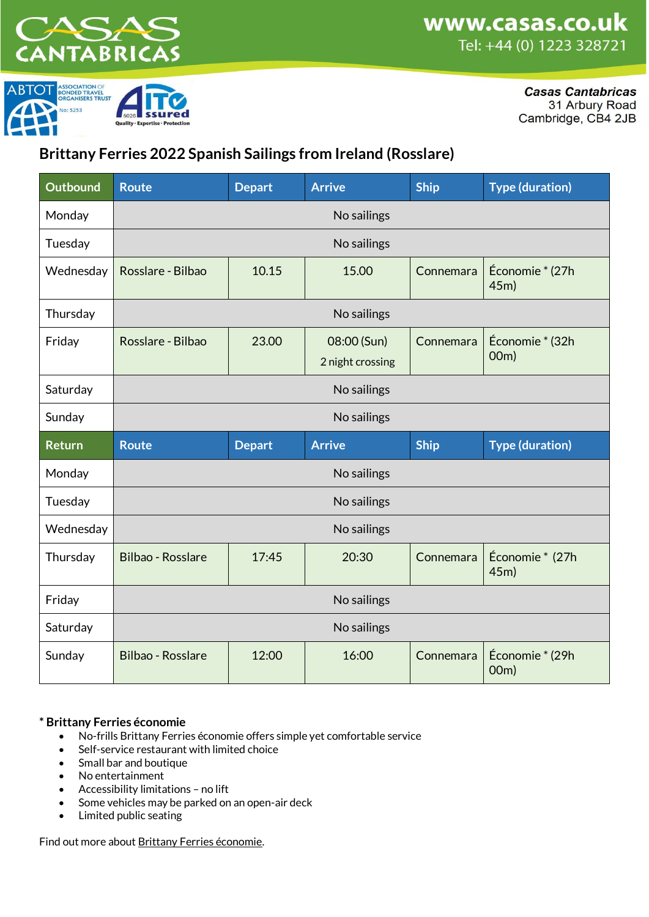**CASAS CANTABRICAS**

www.casas.co.uk
Tel: +44 (0) 1223 328721

ABTOT ASSOCIATION OF BONDED TRAVEL ORGANISERS TRUST No: 5253

AITO Assured 5026 Quality · Expertise · Protection

***Casas Cantabricas***
31 Arbury Road
Cambridge, CB4 2JB

## Brittany Ferries 2022 Spanish Sailings from Ireland (Rosslare)

| Outbound | Route | Depart | Arrive | Ship | Type (duration) |
|---|---|---|---|---|---|
| Monday | No sailings | | | | |
| Tuesday | No sailings | | | | |
| Wednesday | Rosslare - Bilbao | 10.15 | 15.00 | Connemara | Économie * (27h 45m) |
| Thursday | No sailings | | | | |
| Friday | Rosslare - Bilbao | 23.00 | 08:00 (Sun) 2 night crossing | Connemara | Économie * (32h 00m) |
| Saturday | No sailings | | | | |
| Sunday | No sailings | | | | |
| **Return** | **Route** | **Depart** | **Arrive** | **Ship** | **Type (duration)** |
| Monday | No sailings | | | | |
| Tuesday | No sailings | | | | |
| Wednesday | No sailings | | | | |
| Thursday | Bilbao - Rosslare | 17:45 | 20:30 | Connemara | Économie * (27h 45m) |
| Friday | No sailings | | | | |
| Saturday | No sailings | | | | |
| Sunday | Bilbao - Rosslare | 12:00 | 16:00 | Connemara | Économie * (29h 00m) |

**\* Brittany Ferries économie**

- No-frills Brittany Ferries économie offers simple yet comfortable service
- Self-service restaurant with limited choice
- Small bar and boutique
- No entertainment
- Accessibility limitations – no lift
- Some vehicles may be parked on an open-air deck
- Limited public seating

Find out more about Brittany Ferries économie.